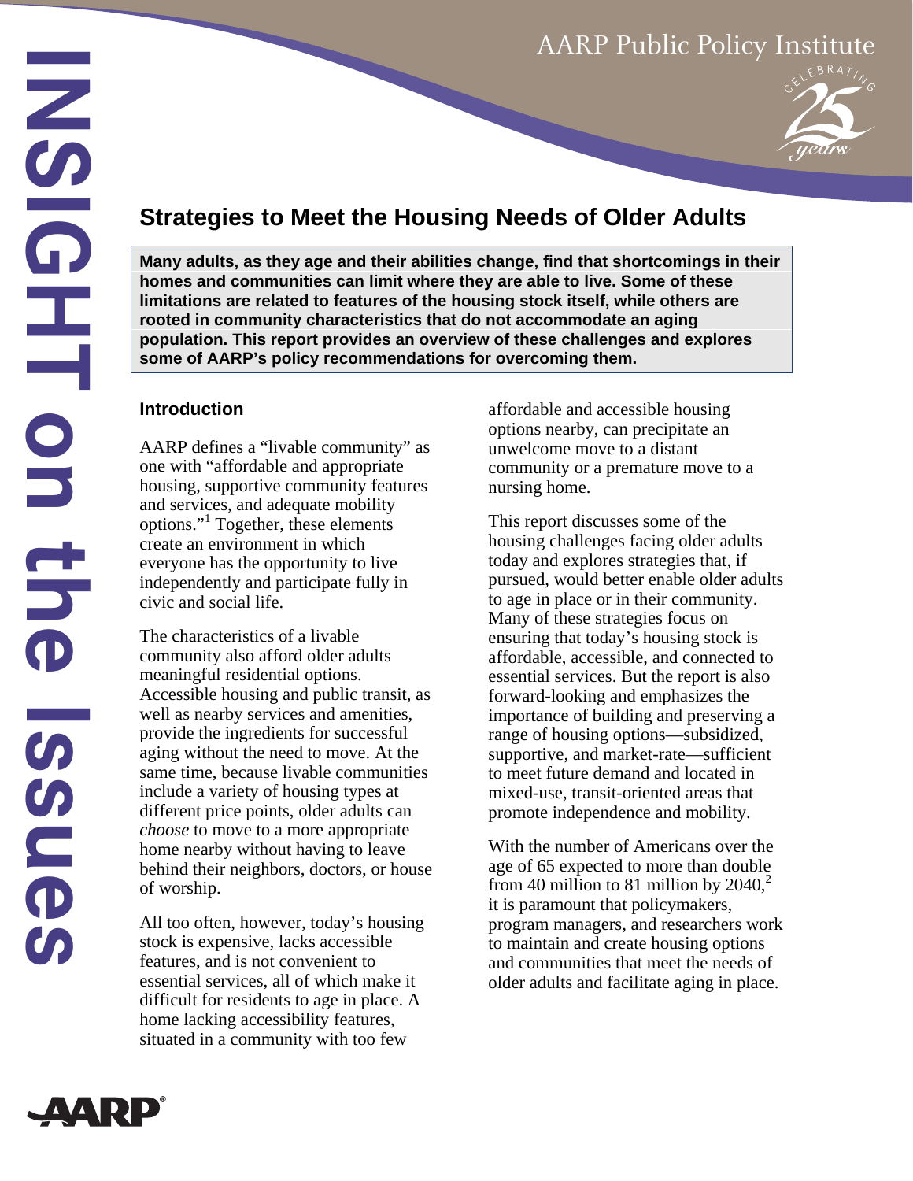AARP Public Policy Institute

INSIGHT on the Issues

# Strategies to Meet the Housing Needs of Older Adults

**Many adults, as they age and their abilities change, find that shortcomings in their homes and communities can limit where they are able to live. Some of these limitations are related to features of the housing stock itself, while others are rooted in community characteristics that do not accommodate an aging population. This report provides an overview of these challenges and explores some of AARP's policy recommendations for overcoming them.**

## Introduction

AARP defines a "livable community" as one with "affordable and appropriate housing, supportive community features and services, and adequate mobility options."[1] Together, these elements create an environment in which everyone has the opportunity to live independently and participate fully in civic and social life.

The characteristics of a livable community also afford older adults meaningful residential options. Accessible housing and public transit, as well as nearby services and amenities, provide the ingredients for successful aging without the need to move. At the same time, because livable communities include a variety of housing types at different price points, older adults can *choose* to move to a more appropriate home nearby without having to leave behind their neighbors, doctors, or house of worship.

All too often, however, today's housing stock is expensive, lacks accessible features, and is not convenient to essential services, all of which make it difficult for residents to age in place. A home lacking accessibility features, situated in a community with too few affordable and accessible housing options nearby, can precipitate an unwelcome move to a distant community or a premature move to a nursing home.

This report discusses some of the housing challenges facing older adults today and explores strategies that, if pursued, would better enable older adults to age in place or in their community. Many of these strategies focus on ensuring that today's housing stock is affordable, accessible, and connected to essential services. But the report is also forward-looking and emphasizes the importance of building and preserving a range of housing options—subsidized, supportive, and market-rate—sufficient to meet future demand and located in mixed-use, transit-oriented areas that promote independence and mobility.

With the number of Americans over the age of 65 expected to more than double from 40 million to 81 million by 2040,[2] it is paramount that policymakers, program managers, and researchers work to maintain and create housing options and communities that meet the needs of older adults and facilitate aging in place.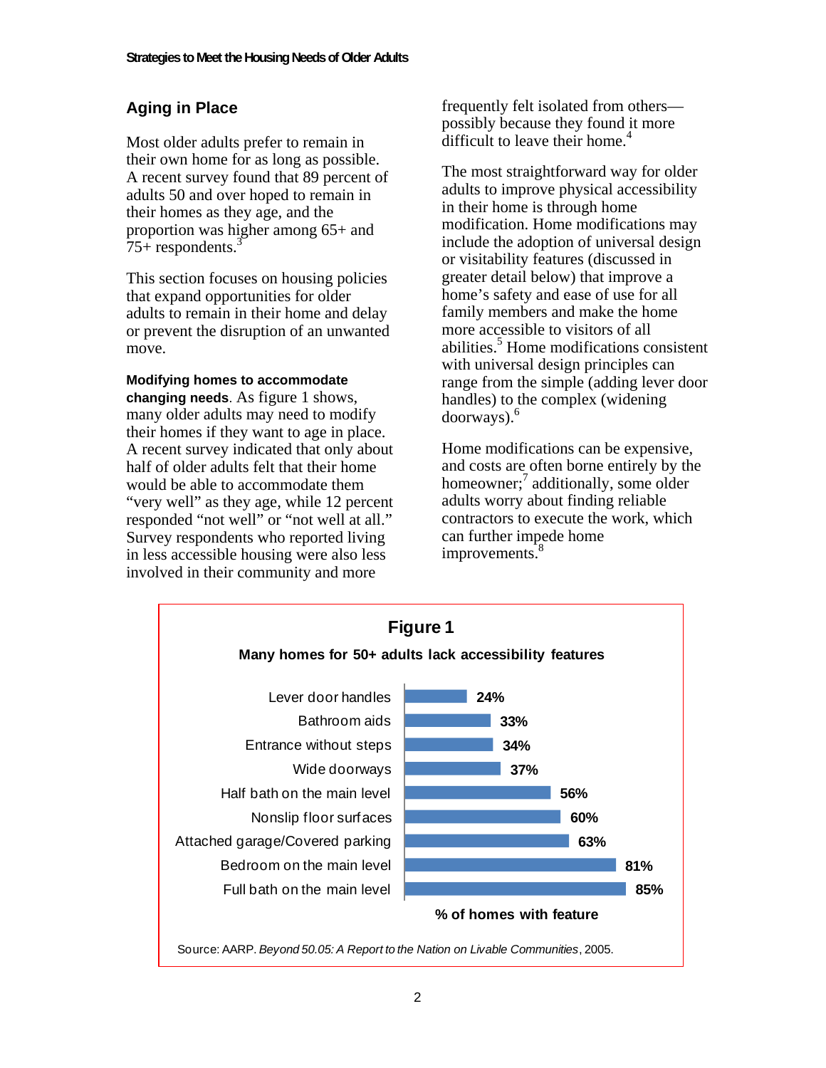## Aging in Place

Most older adults prefer to remain in their own home for as long as possible. A recent survey found that 89 percent of adults 50 and over hoped to remain in their homes as they age, and the proportion was higher among 65+ and 75+ respondents.[3]

This section focuses on housing policies that expand opportunities for older adults to remain in their home and delay or prevent the disruption of an unwanted move.

**Modifying homes to accommodate changing needs**. As figure 1 shows, many older adults may need to modify their homes if they want to age in place. A recent survey indicated that only about half of older adults felt that their home would be able to accommodate them "very well" as they age, while 12 percent responded "not well" or "not well at all." Survey respondents who reported living in less accessible housing were also less involved in their community and more frequently felt isolated from others—possibly because they found it more difficult to leave their home.[4]

The most straightforward way for older adults to improve physical accessibility in their home is through home modification. Home modifications may include the adoption of universal design or visitability features (discussed in greater detail below) that improve a home's safety and ease of use for all family members and make the home more accessible to visitors of all abilities.[5] Home modifications consistent with universal design principles can range from the simple (adding lever door handles) to the complex (widening doorways).[6]

Home modifications can be expensive, and costs are often borne entirely by the homeowner;[7] additionally, some older adults worry about finding reliable contractors to execute the work, which can further impede home improvements.[8]

**Figure 1**

**Many homes for 50+ adults lack accessibility features**

| Feature | % of homes with feature |
| --- | --- |
| Lever door handles | 24% |
| Bathroom aids | 33% |
| Entrance without steps | 34% |
| Wide doorways | 37% |
| Half bath on the main level | 56% |
| Nonslip floor surfaces | 60% |
| Attached garage/Covered parking | 63% |
| Bedroom on the main level | 81% |
| Full bath on the main level | 85% |

Source: AARP. *Beyond 50.05: A Report to the Nation on Livable Communities*, 2005.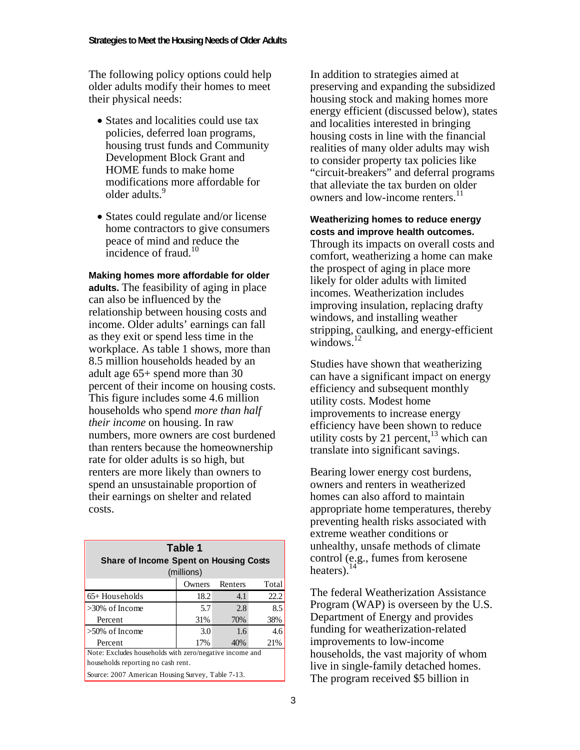The following policy options could help older adults modify their homes to meet their physical needs:

- States and localities could use tax policies, deferred loan programs, housing trust funds and Community Development Block Grant and HOME funds to make home modifications more affordable for older adults.[9]
- States could regulate and/or license home contractors to give consumers peace of mind and reduce the incidence of fraud.[10]

**Making homes more affordable for older adults.** The feasibility of aging in place can also be influenced by the relationship between housing costs and income. Older adults' earnings can fall as they exit or spend less time in the workplace. As table 1 shows, more than 8.5 million households headed by an adult age 65+ spend more than 30 percent of their income on housing costs. This figure includes some 4.6 million households who spend *more than half their income* on housing. In raw numbers, more owners are cost burdened than renters because the homeownership rate for older adults is so high, but renters are more likely than owners to spend an unsustainable proportion of their earnings on shelter and related costs.

**Table 1**
**Share of Income Spent on Housing Costs**
(millions)

| | Owners | Renters | Total |
|---|---|---|---|
| 65+ Households | 18.2 | 4.1 | 22.2 |
| >30% of Income | 5.7 | 2.8 | 8.5 |
| Percent | 31% | 70% | 38% |
| >50% of Income | 3.0 | 1.6 | 4.6 |
| Percent | 17% | 40% | 21% |

Note: Excludes households with zero/negative income and households reporting no cash rent.

Source: 2007 American Housing Survey, Table 7-13.

In addition to strategies aimed at preserving and expanding the subsidized housing stock and making homes more energy efficient (discussed below), states and localities interested in bringing housing costs in line with the financial realities of many older adults may wish to consider property tax policies like "circuit-breakers" and deferral programs that alleviate the tax burden on older owners and low-income renters.[11]

**Weatherizing homes to reduce energy costs and improve health outcomes.** Through its impacts on overall costs and comfort, weatherizing a home can make the prospect of aging in place more likely for older adults with limited incomes. Weatherization includes improving insulation, replacing drafty windows, and installing weather stripping, caulking, and energy-efficient windows.[12]

Studies have shown that weatherizing can have a significant impact on energy efficiency and subsequent monthly utility costs. Modest home improvements to increase energy efficiency have been shown to reduce utility costs by 21 percent,[13] which can translate into significant savings.

Bearing lower energy cost burdens, owners and renters in weatherized homes can also afford to maintain appropriate home temperatures, thereby preventing health risks associated with extreme weather conditions or unhealthy, unsafe methods of climate control (e.g., fumes from kerosene heaters).[14]

The federal Weatherization Assistance Program (WAP) is overseen by the U.S. Department of Energy and provides funding for weatherization-related improvements to low-income households, the vast majority of whom live in single-family detached homes. The program received $5 billion in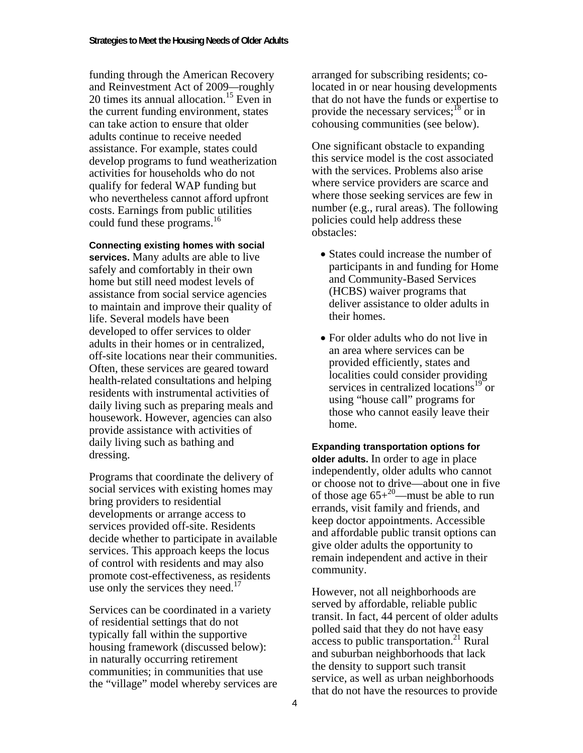funding through the American Recovery and Reinvestment Act of 2009—roughly 20 times its annual allocation.[15] Even in the current funding environment, states can take action to ensure that older adults continue to receive needed assistance. For example, states could develop programs to fund weatherization activities for households who do not qualify for federal WAP funding but who nevertheless cannot afford upfront costs. Earnings from public utilities could fund these programs.[16]

**Connecting existing homes with social services.** Many adults are able to live safely and comfortably in their own home but still need modest levels of assistance from social service agencies to maintain and improve their quality of life. Several models have been developed to offer services to older adults in their homes or in centralized, off-site locations near their communities. Often, these services are geared toward health-related consultations and helping residents with instrumental activities of daily living such as preparing meals and housework. However, agencies can also provide assistance with activities of daily living such as bathing and dressing.

Programs that coordinate the delivery of social services with existing homes may bring providers to residential developments or arrange access to services provided off-site. Residents decide whether to participate in available services. This approach keeps the locus of control with residents and may also promote cost-effectiveness, as residents use only the services they need.[17]

Services can be coordinated in a variety of residential settings that do not typically fall within the supportive housing framework (discussed below): in naturally occurring retirement communities; in communities that use the "village" model whereby services are arranged for subscribing residents; co-located in or near housing developments that do not have the funds or expertise to provide the necessary services;[18] or in cohousing communities (see below).

One significant obstacle to expanding this service model is the cost associated with the services. Problems also arise where service providers are scarce and where those seeking services are few in number (e.g., rural areas). The following policies could help address these obstacles:

- States could increase the number of participants in and funding for Home and Community-Based Services (HCBS) waiver programs that deliver assistance to older adults in their homes.
- For older adults who do not live in an area where services can be provided efficiently, states and localities could consider providing services in centralized locations[19] or using "house call" programs for those who cannot easily leave their home.

**Expanding transportation options for older adults.** In order to age in place independently, older adults who cannot or choose not to drive—about one in five of those age 65+[20]—must be able to run errands, visit family and friends, and keep doctor appointments. Accessible and affordable public transit options can give older adults the opportunity to remain independent and active in their community.

However, not all neighborhoods are served by affordable, reliable public transit. In fact, 44 percent of older adults polled said that they do not have easy access to public transportation.[21] Rural and suburban neighborhoods that lack the density to support such transit service, as well as urban neighborhoods that do not have the resources to provide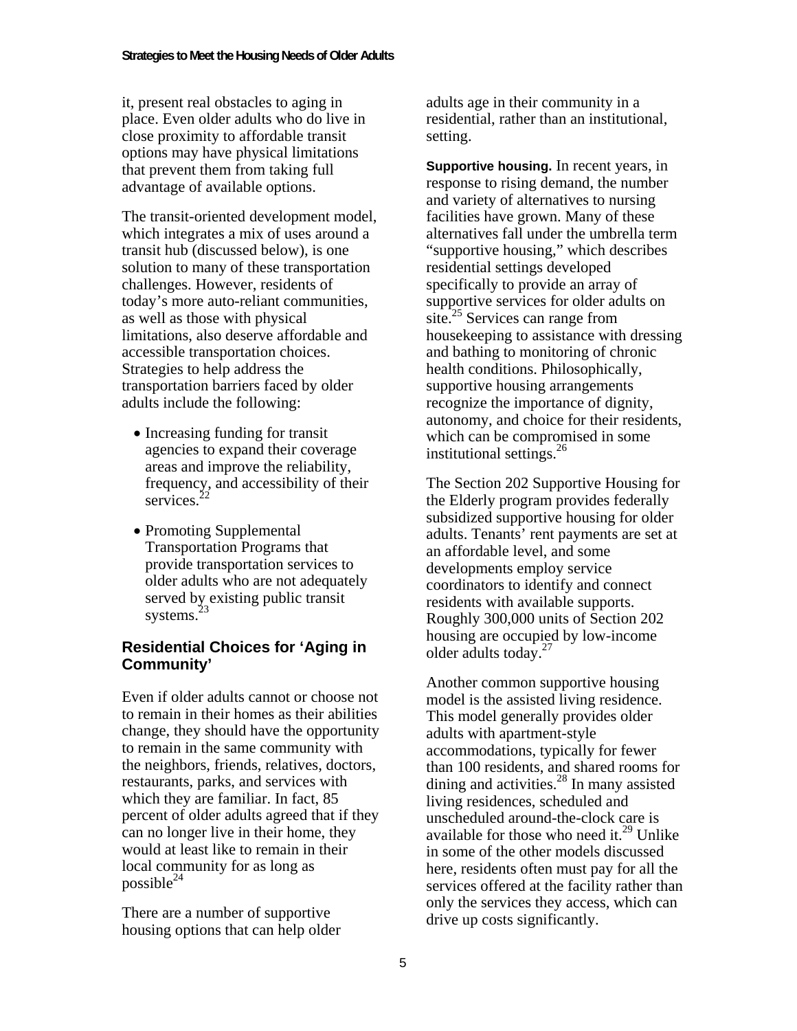it, present real obstacles to aging in place. Even older adults who do live in close proximity to affordable transit options may have physical limitations that prevent them from taking full advantage of available options.

The transit-oriented development model, which integrates a mix of uses around a transit hub (discussed below), is one solution to many of these transportation challenges. However, residents of today's more auto-reliant communities, as well as those with physical limitations, also deserve affordable and accessible transportation choices. Strategies to help address the transportation barriers faced by older adults include the following:

- Increasing funding for transit agencies to expand their coverage areas and improve the reliability, frequency, and accessibility of their services.[22]
- Promoting Supplemental Transportation Programs that provide transportation services to older adults who are not adequately served by existing public transit systems.[23]

## Residential Choices for 'Aging in Community'

Even if older adults cannot or choose not to remain in their homes as their abilities change, they should have the opportunity to remain in the same community with the neighbors, friends, relatives, doctors, restaurants, parks, and services with which they are familiar. In fact, 85 percent of older adults agreed that if they can no longer live in their home, they would at least like to remain in their local community for as long as possible[24]

There are a number of supportive housing options that can help older adults age in their community in a residential, rather than an institutional, setting.

**Supportive housing.** In recent years, in response to rising demand, the number and variety of alternatives to nursing facilities have grown. Many of these alternatives fall under the umbrella term "supportive housing," which describes residential settings developed specifically to provide an array of supportive services for older adults on site.[25] Services can range from housekeeping to assistance with dressing and bathing to monitoring of chronic health conditions. Philosophically, supportive housing arrangements recognize the importance of dignity, autonomy, and choice for their residents, which can be compromised in some institutional settings.[26]

The Section 202 Supportive Housing for the Elderly program provides federally subsidized supportive housing for older adults. Tenants' rent payments are set at an affordable level, and some developments employ service coordinators to identify and connect residents with available supports. Roughly 300,000 units of Section 202 housing are occupied by low-income older adults today.[27]

Another common supportive housing model is the assisted living residence. This model generally provides older adults with apartment-style accommodations, typically for fewer than 100 residents, and shared rooms for dining and activities.[28] In many assisted living residences, scheduled and unscheduled around-the-clock care is available for those who need it.[29] Unlike in some of the other models discussed here, residents often must pay for all the services offered at the facility rather than only the services they access, which can drive up costs significantly.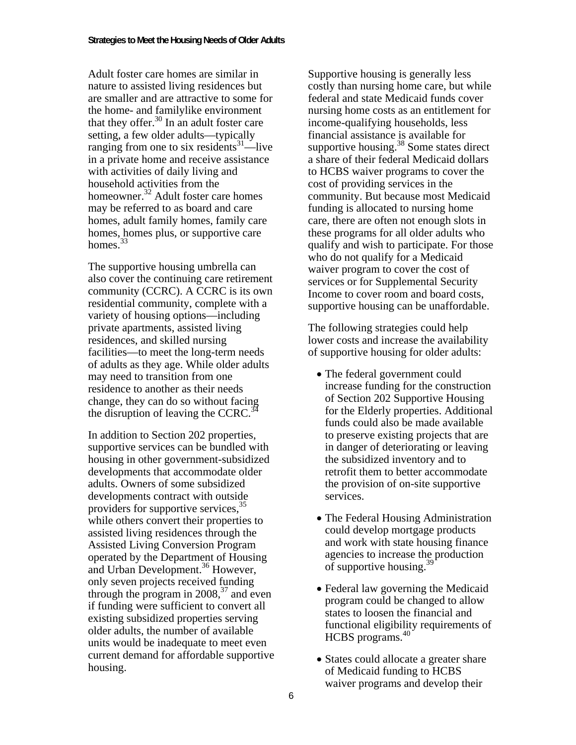Adult foster care homes are similar in nature to assisted living residences but are smaller and are attractive to some for the home- and familylike environment that they offer.[30] In an adult foster care setting, a few older adults—typically ranging from one to six residents[31]—live in a private home and receive assistance with activities of daily living and household activities from the homeowner.[32] Adult foster care homes may be referred to as board and care homes, adult family homes, family care homes, homes plus, or supportive care homes.[33]

The supportive housing umbrella can also cover the continuing care retirement community (CCRC). A CCRC is its own residential community, complete with a variety of housing options—including private apartments, assisted living residences, and skilled nursing facilities—to meet the long-term needs of adults as they age. While older adults may need to transition from one residence to another as their needs change, they can do so without facing the disruption of leaving the CCRC.[34]

In addition to Section 202 properties, supportive services can be bundled with housing in other government-subsidized developments that accommodate older adults. Owners of some subsidized developments contract with outside providers for supportive services,[35] while others convert their properties to assisted living residences through the Assisted Living Conversion Program operated by the Department of Housing and Urban Development.[36] However, only seven projects received funding through the program in 2008,[37] and even if funding were sufficient to convert all existing subsidized properties serving older adults, the number of available units would be inadequate to meet even current demand for affordable supportive housing.

Supportive housing is generally less costly than nursing home care, but while federal and state Medicaid funds cover nursing home costs as an entitlement for income-qualifying households, less financial assistance is available for supportive housing.[38] Some states direct a share of their federal Medicaid dollars to HCBS waiver programs to cover the cost of providing services in the community. But because most Medicaid funding is allocated to nursing home care, there are often not enough slots in these programs for all older adults who qualify and wish to participate. For those who do not qualify for a Medicaid waiver program to cover the cost of services or for Supplemental Security Income to cover room and board costs, supportive housing can be unaffordable.

The following strategies could help lower costs and increase the availability of supportive housing for older adults:

- The federal government could increase funding for the construction of Section 202 Supportive Housing for the Elderly properties. Additional funds could also be made available to preserve existing projects that are in danger of deteriorating or leaving the subsidized inventory and to retrofit them to better accommodate the provision of on-site supportive services.
- The Federal Housing Administration could develop mortgage products and work with state housing finance agencies to increase the production of supportive housing.[39]
- Federal law governing the Medicaid program could be changed to allow states to loosen the financial and functional eligibility requirements of HCBS programs.[40]
- States could allocate a greater share of Medicaid funding to HCBS waiver programs and develop their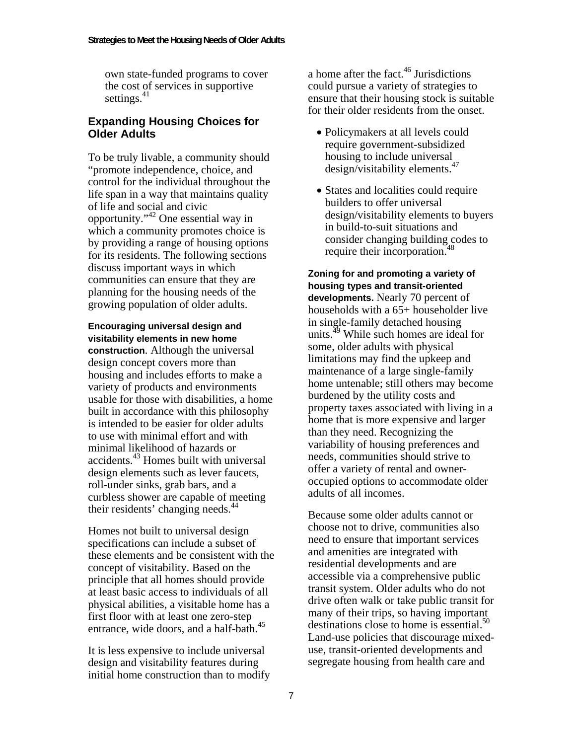own state-funded programs to cover the cost of services in supportive settings.[41]

## Expanding Housing Choices for Older Adults

To be truly livable, a community should "promote independence, choice, and control for the individual throughout the life span in a way that maintains quality of life and social and civic opportunity."[42] One essential way in which a community promotes choice is by providing a range of housing options for its residents. The following sections discuss important ways in which communities can ensure that they are planning for the housing needs of the growing population of older adults.

**Encouraging universal design and visitability elements in new home construction**. Although the universal design concept covers more than housing and includes efforts to make a variety of products and environments usable for those with disabilities, a home built in accordance with this philosophy is intended to be easier for older adults to use with minimal effort and with minimal likelihood of hazards or accidents.[43] Homes built with universal design elements such as lever faucets, roll-under sinks, grab bars, and a curbless shower are capable of meeting their residents' changing needs.[44]

Homes not built to universal design specifications can include a subset of these elements and be consistent with the concept of visitability. Based on the principle that all homes should provide at least basic access to individuals of all physical abilities, a visitable home has a first floor with at least one zero-step entrance, wide doors, and a half-bath.[45]

It is less expensive to include universal design and visitability features during initial home construction than to modify a home after the fact.[46] Jurisdictions could pursue a variety of strategies to ensure that their housing stock is suitable for their older residents from the onset.

- Policymakers at all levels could require government-subsidized housing to include universal design/visitability elements.[47]
- States and localities could require builders to offer universal design/visitability elements to buyers in build-to-suit situations and consider changing building codes to require their incorporation.[48]

**Zoning for and promoting a variety of housing types and transit-oriented developments.** Nearly 70 percent of households with a 65+ householder live in single-family detached housing units.[49] While such homes are ideal for some, older adults with physical limitations may find the upkeep and maintenance of a large single-family home untenable; still others may become burdened by the utility costs and property taxes associated with living in a home that is more expensive and larger than they need. Recognizing the variability of housing preferences and needs, communities should strive to offer a variety of rental and owner-occupied options to accommodate older adults of all incomes.

Because some older adults cannot or choose not to drive, communities also need to ensure that important services and amenities are integrated with residential developments and are accessible via a comprehensive public transit system. Older adults who do not drive often walk or take public transit for many of their trips, so having important destinations close to home is essential.[50] Land-use policies that discourage mixed-use, transit-oriented developments and segregate housing from health care and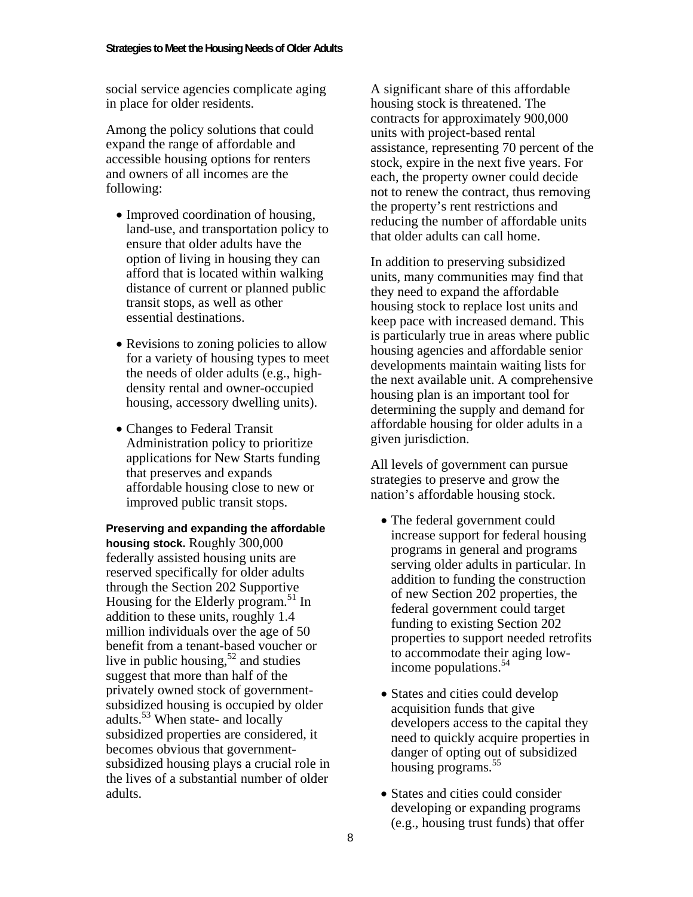social service agencies complicate aging in place for older residents.

Among the policy solutions that could expand the range of affordable and accessible housing options for renters and owners of all incomes are the following:

- Improved coordination of housing, land-use, and transportation policy to ensure that older adults have the option of living in housing they can afford that is located within walking distance of current or planned public transit stops, as well as other essential destinations.
- Revisions to zoning policies to allow for a variety of housing types to meet the needs of older adults (e.g., high-density rental and owner-occupied housing, accessory dwelling units).
- Changes to Federal Transit Administration policy to prioritize applications for New Starts funding that preserves and expands affordable housing close to new or improved public transit stops.

**Preserving and expanding the affordable housing stock.** Roughly 300,000 federally assisted housing units are reserved specifically for older adults through the Section 202 Supportive Housing for the Elderly program.[51] In addition to these units, roughly 1.4 million individuals over the age of 50 benefit from a tenant-based voucher or live in public housing,[52] and studies suggest that more than half of the privately owned stock of government-subsidized housing is occupied by older adults.[53] When state- and locally subsidized properties are considered, it becomes obvious that government-subsidized housing plays a crucial role in the lives of a substantial number of older adults.

A significant share of this affordable housing stock is threatened. The contracts for approximately 900,000 units with project-based rental assistance, representing 70 percent of the stock, expire in the next five years. For each, the property owner could decide not to renew the contract, thus removing the property's rent restrictions and reducing the number of affordable units that older adults can call home.

In addition to preserving subsidized units, many communities may find that they need to expand the affordable housing stock to replace lost units and keep pace with increased demand. This is particularly true in areas where public housing agencies and affordable senior developments maintain waiting lists for the next available unit. A comprehensive housing plan is an important tool for determining the supply and demand for affordable housing for older adults in a given jurisdiction.

All levels of government can pursue strategies to preserve and grow the nation's affordable housing stock.

- The federal government could increase support for federal housing programs in general and programs serving older adults in particular. In addition to funding the construction of new Section 202 properties, the federal government could target funding to existing Section 202 properties to support needed retrofits to accommodate their aging low-income populations.[54]
- States and cities could develop acquisition funds that give developers access to the capital they need to quickly acquire properties in danger of opting out of subsidized housing programs.[55]
- States and cities could consider developing or expanding programs (e.g., housing trust funds) that offer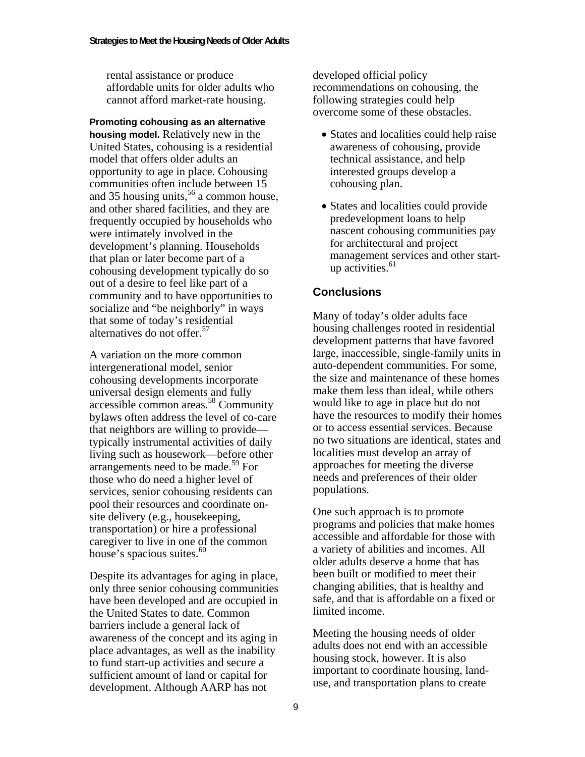rental assistance or produce affordable units for older adults who cannot afford market-rate housing.

**Promoting cohousing as an alternative housing model.** Relatively new in the United States, cohousing is a residential model that offers older adults an opportunity to age in place. Cohousing communities often include between 15 and 35 housing units,[56] a common house, and other shared facilities, and they are frequently occupied by households who were intimately involved in the development's planning. Households that plan or later become part of a cohousing development typically do so out of a desire to feel like part of a community and to have opportunities to socialize and "be neighborly" in ways that some of today's residential alternatives do not offer.[57]

A variation on the more common intergenerational model, senior cohousing developments incorporate universal design elements and fully accessible common areas.[58] Community bylaws often address the level of co-care that neighbors are willing to provide—typically instrumental activities of daily living such as housework—before other arrangements need to be made.[59] For those who do need a higher level of services, senior cohousing residents can pool their resources and coordinate on-site delivery (e.g., housekeeping, transportation) or hire a professional caregiver to live in one of the common house's spacious suites.[60]

Despite its advantages for aging in place, only three senior cohousing communities have been developed and are occupied in the United States to date. Common barriers include a general lack of awareness of the concept and its aging in place advantages, as well as the inability to fund start-up activities and secure a sufficient amount of land or capital for development. Although AARP has not developed official policy recommendations on cohousing, the following strategies could help overcome some of these obstacles.

- States and localities could help raise awareness of cohousing, provide technical assistance, and help interested groups develop a cohousing plan.
- States and localities could provide predevelopment loans to help nascent cohousing communities pay for architectural and project management services and other start-up activities.[61]

## Conclusions

Many of today's older adults face housing challenges rooted in residential development patterns that have favored large, inaccessible, single-family units in auto-dependent communities. For some, the size and maintenance of these homes make them less than ideal, while others would like to age in place but do not have the resources to modify their homes or to access essential services. Because no two situations are identical, states and localities must develop an array of approaches for meeting the diverse needs and preferences of their older populations.

One such approach is to promote programs and policies that make homes accessible and affordable for those with a variety of abilities and incomes. All older adults deserve a home that has been built or modified to meet their changing abilities, that is healthy and safe, and that is affordable on a fixed or limited income.

Meeting the housing needs of older adults does not end with an accessible housing stock, however. It is also important to coordinate housing, land-use, and transportation plans to create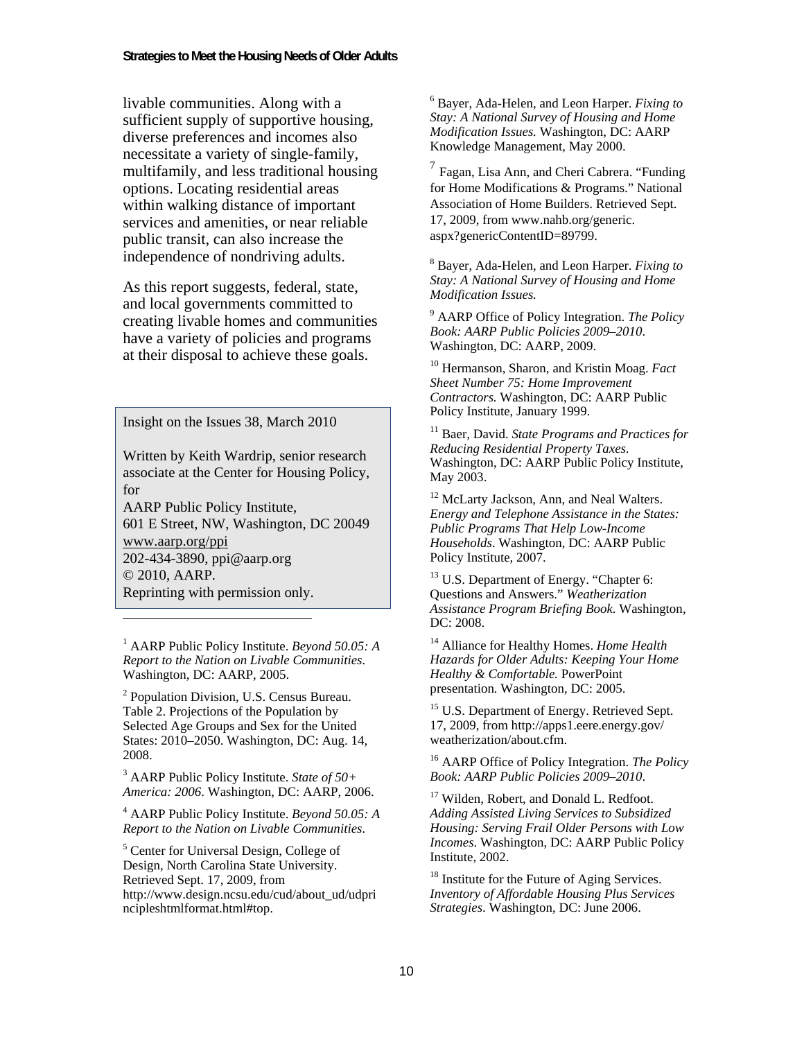livable communities. Along with a sufficient supply of supportive housing, diverse preferences and incomes also necessitate a variety of single-family, multifamily, and less traditional housing options. Locating residential areas within walking distance of important services and amenities, or near reliable public transit, can also increase the independence of nondriving adults.

As this report suggests, federal, state, and local governments committed to creating livable homes and communities have a variety of policies and programs at their disposal to achieve these goals.

Insight on the Issues 38, March 2010

Written by Keith Wardrip, senior research associate at the Center for Housing Policy, for
AARP Public Policy Institute,
601 E Street, NW, Washington, DC 20049
www.aarp.org/ppi
202-434-3890, ppi@aarp.org
© 2010, AARP.
Reprinting with permission only.

---

[1] AARP Public Policy Institute. *Beyond 50.05: A Report to the Nation on Livable Communities*. Washington, DC: AARP, 2005.

[2] Population Division, U.S. Census Bureau. Table 2. Projections of the Population by Selected Age Groups and Sex for the United States: 2010–2050. Washington, DC: Aug. 14, 2008.

[3] AARP Public Policy Institute. *State of 50+ America: 2006*. Washington, DC: AARP, 2006.

[4] AARP Public Policy Institute. *Beyond 50.05: A Report to the Nation on Livable Communities*.

[5] Center for Universal Design, College of Design, North Carolina State University. Retrieved Sept. 17, 2009, from http://www.design.ncsu.edu/cud/about_ud/udprincipleshtmlformat.html#top.

[6] Bayer, Ada-Helen, and Leon Harper. *Fixing to Stay: A National Survey of Housing and Home Modification Issues.* Washington, DC: AARP Knowledge Management, May 2000.

[7] Fagan, Lisa Ann, and Cheri Cabrera. "Funding for Home Modifications & Programs." National Association of Home Builders. Retrieved Sept. 17, 2009, from www.nahb.org/generic.aspx?genericContentID=89799.

[8] Bayer, Ada-Helen, and Leon Harper. *Fixing to Stay: A National Survey of Housing and Home Modification Issues.*

[9] AARP Office of Policy Integration. *The Policy Book: AARP Public Policies 2009–2010*. Washington, DC: AARP, 2009.

[10] Hermanson, Sharon, and Kristin Moag. *Fact Sheet Number 75: Home Improvement Contractors.* Washington, DC: AARP Public Policy Institute, January 1999.

[11] Baer, David. *State Programs and Practices for Reducing Residential Property Taxes*. Washington, DC: AARP Public Policy Institute, May 2003.

[12] McLarty Jackson, Ann, and Neal Walters. *Energy and Telephone Assistance in the States: Public Programs That Help Low-Income Households*. Washington, DC: AARP Public Policy Institute, 2007.

[13] U.S. Department of Energy. "Chapter 6: Questions and Answers." *Weatherization Assistance Program Briefing Book.* Washington, DC: 2008.

[14] Alliance for Healthy Homes. *Home Health Hazards for Older Adults: Keeping Your Home Healthy & Comfortable.* PowerPoint presentation*.* Washington, DC: 2005.

[15] U.S. Department of Energy. Retrieved Sept. 17, 2009, from http://apps1.eere.energy.gov/weatherization/about.cfm.

[16] AARP Office of Policy Integration. *The Policy Book: AARP Public Policies 2009–2010*.

[17] Wilden, Robert, and Donald L. Redfoot. *Adding Assisted Living Services to Subsidized Housing: Serving Frail Older Persons with Low Incomes*. Washington, DC: AARP Public Policy Institute, 2002.

[18] Institute for the Future of Aging Services. *Inventory of Affordable Housing Plus Services Strategies*. Washington, DC: June 2006.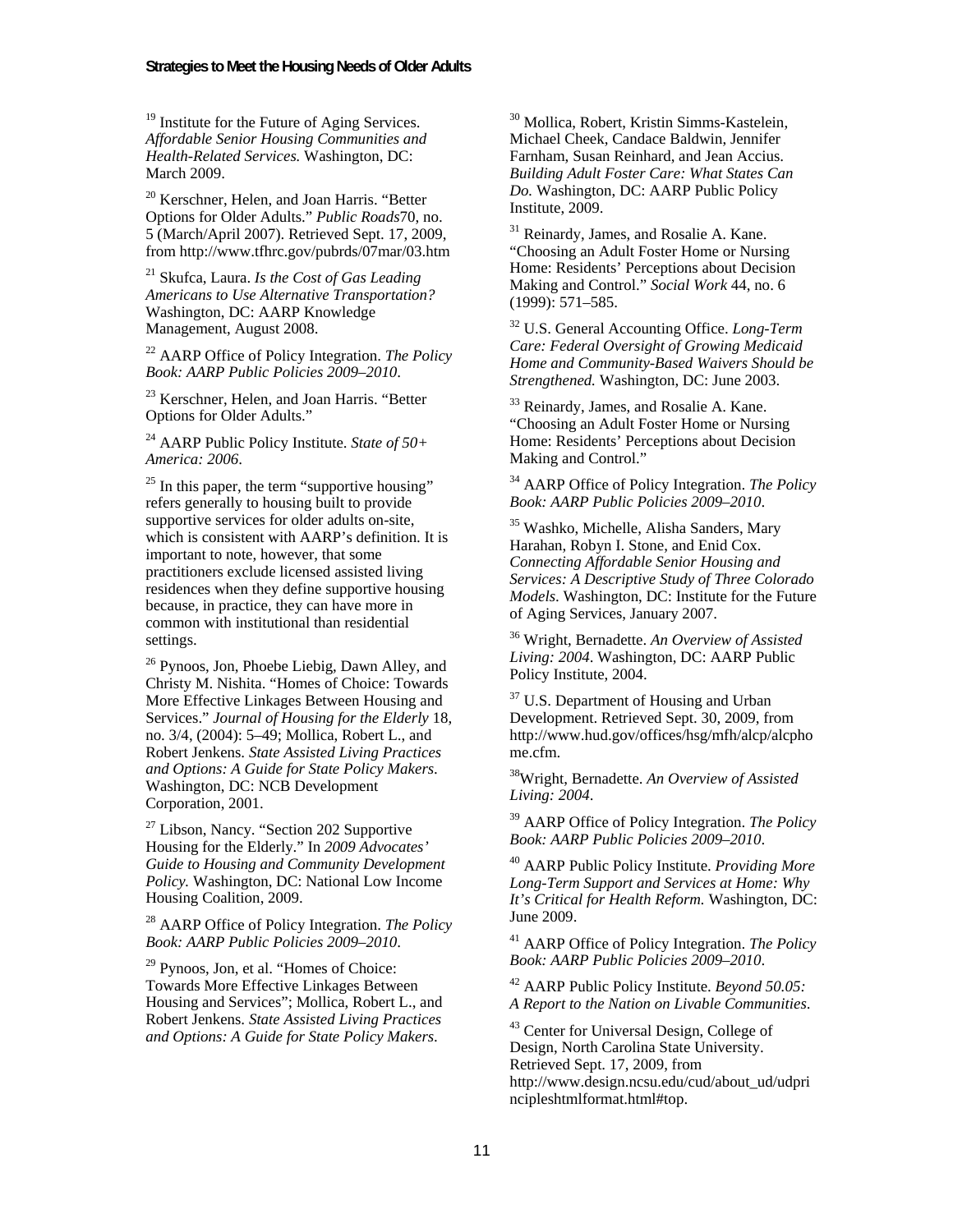[19] Institute for the Future of Aging Services. *Affordable Senior Housing Communities and Health-Related Services.* Washington, DC: March 2009.

[20] Kerschner, Helen, and Joan Harris. "Better Options for Older Adults." *Public Roads*70, no. 5 (March/April 2007). Retrieved Sept. 17, 2009, from http://www.tfhrc.gov/pubrds/07mar/03.htm

[21] Skufca, Laura. *Is the Cost of Gas Leading Americans to Use Alternative Transportation?* Washington, DC: AARP Knowledge Management, August 2008.

[22] AARP Office of Policy Integration. *The Policy Book: AARP Public Policies 2009–2010*.

[23] Kerschner, Helen, and Joan Harris. "Better Options for Older Adults."

[24] AARP Public Policy Institute. *State of 50+ America: 2006*.

[25] In this paper, the term "supportive housing" refers generally to housing built to provide supportive services for older adults on-site, which is consistent with AARP's definition. It is important to note, however, that some practitioners exclude licensed assisted living residences when they define supportive housing because, in practice, they can have more in common with institutional than residential settings.

[26] Pynoos, Jon, Phoebe Liebig, Dawn Alley, and Christy M. Nishita. "Homes of Choice: Towards More Effective Linkages Between Housing and Services." *Journal of Housing for the Elderly* 18, no. 3/4, (2004): 5–49; Mollica, Robert L., and Robert Jenkens. *State Assisted Living Practices and Options: A Guide for State Policy Makers*. Washington, DC: NCB Development Corporation, 2001.

[27] Libson, Nancy. "Section 202 Supportive Housing for the Elderly." In *2009 Advocates' Guide to Housing and Community Development Policy.* Washington, DC: National Low Income Housing Coalition, 2009.

[28] AARP Office of Policy Integration. *The Policy Book: AARP Public Policies 2009–2010*.

[29] Pynoos, Jon, et al. "Homes of Choice: Towards More Effective Linkages Between Housing and Services"; Mollica, Robert L., and Robert Jenkens. *State Assisted Living Practices and Options: A Guide for State Policy Makers*.

[30] Mollica, Robert, Kristin Simms-Kastelein, Michael Cheek, Candace Baldwin, Jennifer Farnham, Susan Reinhard, and Jean Accius. *Building Adult Foster Care: What States Can Do.* Washington, DC: AARP Public Policy Institute, 2009.

[31] Reinardy, James, and Rosalie A. Kane. "Choosing an Adult Foster Home or Nursing Home: Residents' Perceptions about Decision Making and Control." *Social Work* 44, no. 6 (1999): 571–585.

[32] U.S. General Accounting Office. *Long-Term Care: Federal Oversight of Growing Medicaid Home and Community-Based Waivers Should be Strengthened.* Washington, DC: June 2003.

[33] Reinardy, James, and Rosalie A. Kane. "Choosing an Adult Foster Home or Nursing Home: Residents' Perceptions about Decision Making and Control."

[34] AARP Office of Policy Integration. *The Policy Book: AARP Public Policies 2009–2010*.

[35] Washko, Michelle, Alisha Sanders, Mary Harahan, Robyn I. Stone, and Enid Cox. *Connecting Affordable Senior Housing and Services: A Descriptive Study of Three Colorado Models*. Washington, DC: Institute for the Future of Aging Services, January 2007.

[36] Wright, Bernadette. *An Overview of Assisted Living: 2004*. Washington, DC: AARP Public Policy Institute, 2004.

[37] U.S. Department of Housing and Urban Development. Retrieved Sept. 30, 2009, from http://www.hud.gov/offices/hsg/mfh/alcp/alcphome.cfm.

[38] Wright, Bernadette. *An Overview of Assisted Living: 2004*.

[39] AARP Office of Policy Integration. *The Policy Book: AARP Public Policies 2009–2010*.

[40] AARP Public Policy Institute. *Providing More Long-Term Support and Services at Home: Why It's Critical for Health Reform.* Washington, DC: June 2009.

[41] AARP Office of Policy Integration. *The Policy Book: AARP Public Policies 2009–2010*.

[42] AARP Public Policy Institute. *Beyond 50.05: A Report to the Nation on Livable Communities*.

[43] Center for Universal Design, College of Design, North Carolina State University. Retrieved Sept. 17, 2009, from http://www.design.ncsu.edu/cud/about_ud/udprincipleshtmlformat.html#top.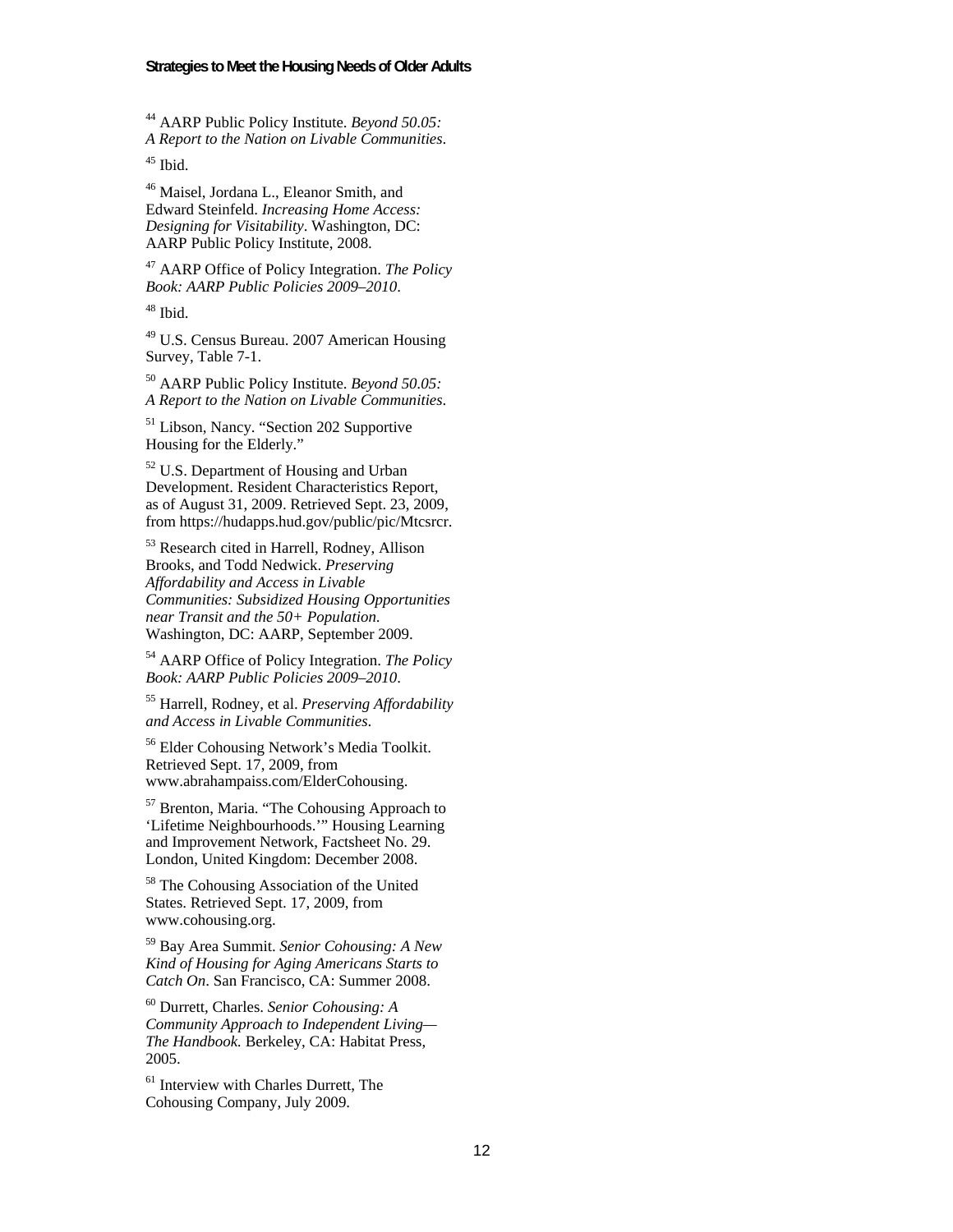[44] AARP Public Policy Institute. *Beyond 50.05: A Report to the Nation on Livable Communities*.

[45] Ibid.

[46] Maisel, Jordana L., Eleanor Smith, and Edward Steinfeld. *Increasing Home Access: Designing for Visitability*. Washington, DC: AARP Public Policy Institute, 2008.

[47] AARP Office of Policy Integration. *The Policy Book: AARP Public Policies 2009–2010*.

[48] Ibid.

[49] U.S. Census Bureau. 2007 American Housing Survey, Table 7-1.

[50] AARP Public Policy Institute. *Beyond 50.05: A Report to the Nation on Livable Communities*.

[51] Libson, Nancy. "Section 202 Supportive Housing for the Elderly."

[52] U.S. Department of Housing and Urban Development. Resident Characteristics Report, as of August 31, 2009. Retrieved Sept. 23, 2009, from https://hudapps.hud.gov/public/pic/Mtcsrcr.

[53] Research cited in Harrell, Rodney, Allison Brooks, and Todd Nedwick. *Preserving Affordability and Access in Livable Communities: Subsidized Housing Opportunities near Transit and the 50+ Population.* Washington, DC: AARP, September 2009.

[54] AARP Office of Policy Integration. *The Policy Book: AARP Public Policies 2009–2010*.

[55] Harrell, Rodney, et al. *Preserving Affordability and Access in Livable Communities*.

[56] Elder Cohousing Network's Media Toolkit. Retrieved Sept. 17, 2009, from www.abrahampaiss.com/ElderCohousing.

[57] Brenton, Maria. "The Cohousing Approach to 'Lifetime Neighbourhoods.'" Housing Learning and Improvement Network, Factsheet No. 29. London, United Kingdom: December 2008.

[58] The Cohousing Association of the United States. Retrieved Sept. 17, 2009, from www.cohousing.org.

[59] Bay Area Summit. *Senior Cohousing: A New Kind of Housing for Aging Americans Starts to Catch On*. San Francisco, CA: Summer 2008.

[60] Durrett, Charles. *Senior Cohousing: A Community Approach to Independent Living—The Handbook.* Berkeley, CA: Habitat Press, 2005.

[61] Interview with Charles Durrett, The Cohousing Company, July 2009.